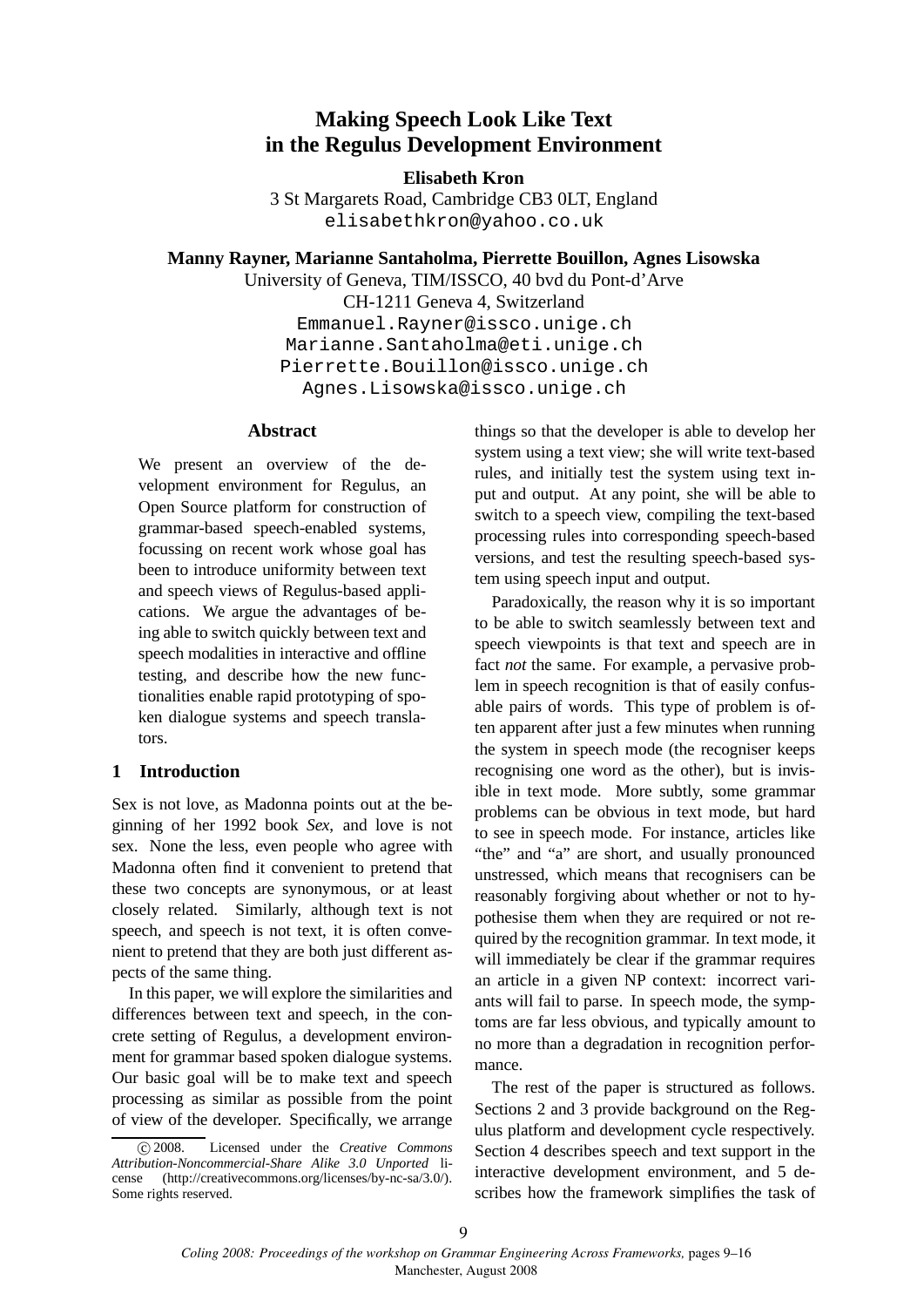# Making Speech Look Like Text in the Regulus Development Environment

**Elisabeth Kron**
3 St Margarets Road, Cambridge CB3 0LT, England
elisabethkron@yahoo.co.uk

**Manny Rayner, Marianne Santaholma, Pierrette Bouillon, Agnes Lisowska**
University of Geneva, TIM/ISSCO, 40 bvd du Pont-d'Arve
CH-1211 Geneva 4, Switzerland
Emmanuel.Rayner@issco.unige.ch
Marianne.Santaholma@eti.unige.ch
Pierrette.Bouillon@issco.unige.ch
Agnes.Lisowska@issco.unige.ch

## Abstract

We present an overview of the development environment for Regulus, an Open Source platform for construction of grammar-based speech-enabled systems, focussing on recent work whose goal has been to introduce uniformity between text and speech views of Regulus-based applications. We argue the advantages of being able to switch quickly between text and speech modalities in interactive and offline testing, and describe how the new functionalities enable rapid prototyping of spoken dialogue systems and speech translators.

## 1 Introduction

Sex is not love, as Madonna points out at the beginning of her 1992 book *Sex*, and love is not sex. None the less, even people who agree with Madonna often find it convenient to pretend that these two concepts are synonymous, or at least closely related. Similarly, although text is not speech, and speech is not text, it is often convenient to pretend that they are both just different aspects of the same thing.

In this paper, we will explore the similarities and differences between text and speech, in the concrete setting of Regulus, a development environment for grammar based spoken dialogue systems. Our basic goal will be to make text and speech processing as similar as possible from the point of view of the developer. Specifically, we arrange things so that the developer is able to develop her system using a text view; she will write text-based rules, and initially test the system using text input and output. At any point, she will be able to switch to a speech view, compiling the text-based processing rules into corresponding speech-based versions, and test the resulting speech-based system using speech input and output.

Paradoxically, the reason why it is so important to be able to switch seamlessly between text and speech viewpoints is that text and speech are in fact *not* the same. For example, a pervasive problem in speech recognition is that of easily confusable pairs of words. This type of problem is often apparent after just a few minutes when running the system in speech mode (the recogniser keeps recognising one word as the other), but is invisible in text mode. More subtly, some grammar problems can be obvious in text mode, but hard to see in speech mode. For instance, articles like "the" and "a" are short, and usually pronounced unstressed, which means that recognisers can be reasonably forgiving about whether or not to hypothesise them when they are required or not required by the recognition grammar. In text mode, it will immediately be clear if the grammar requires an article in a given NP context: incorrect variants will fail to parse. In speech mode, the symptoms are far less obvious, and typically amount to no more than a degradation in recognition performance.

The rest of the paper is structured as follows. Sections 2 and 3 provide background on the Regulus platform and development cycle respectively. Section 4 describes speech and text support in the interactive development environment, and 5 describes how the framework simplifies the task of

© 2008. Licensed under the *Creative Commons Attribution-Noncommercial-Share Alike 3.0 Unported* license (http://creativecommons.org/licenses/by-nc-sa/3.0/). Some rights reserved.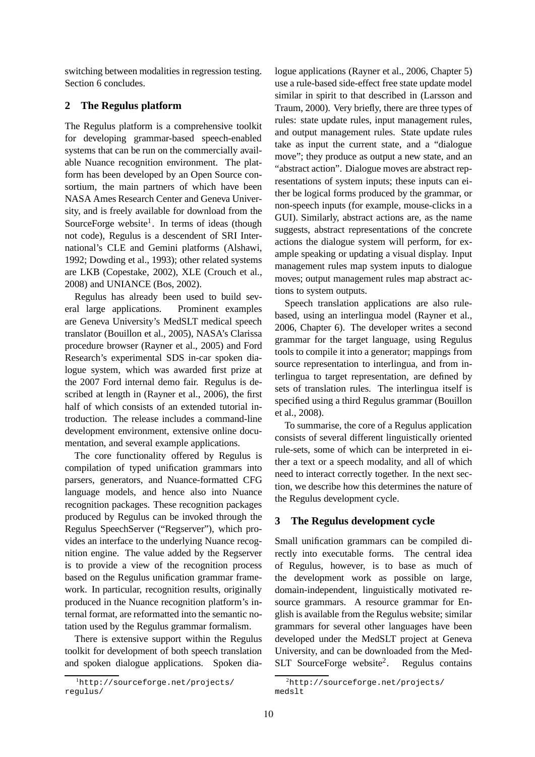switching between modalities in regression testing. Section 6 concludes.

## 2 The Regulus platform

The Regulus platform is a comprehensive toolkit for developing grammar-based speech-enabled systems that can be run on the commercially available Nuance recognition environment. The platform has been developed by an Open Source consortium, the main partners of which have been NASA Ames Research Center and Geneva University, and is freely available for download from the SourceForge website[1]. In terms of ideas (though not code), Regulus is a descendent of SRI International's CLE and Gemini platforms (Alshawi, 1992; Dowding et al., 1993); other related systems are LKB (Copestake, 2002), XLE (Crouch et al., 2008) and UNIANCE (Bos, 2002).

Regulus has already been used to build several large applications. Prominent examples are Geneva University's MedSLT medical speech translator (Bouillon et al., 2005), NASA's Clarissa procedure browser (Rayner et al., 2005) and Ford Research's experimental SDS in-car spoken dialogue system, which was awarded first prize at the 2007 Ford internal demo fair. Regulus is described at length in (Rayner et al., 2006), the first half of which consists of an extended tutorial introduction. The release includes a command-line development environment, extensive online documentation, and several example applications.

The core functionality offered by Regulus is compilation of typed unification grammars into parsers, generators, and Nuance-formatted CFG language models, and hence also into Nuance recognition packages. These recognition packages produced by Regulus can be invoked through the Regulus SpeechServer ("Regserver"), which provides an interface to the underlying Nuance recognition engine. The value added by the Regserver is to provide a view of the recognition process based on the Regulus unification grammar framework. In particular, recognition results, originally produced in the Nuance recognition platform's internal format, are reformatted into the semantic notation used by the Regulus grammar formalism.

There is extensive support within the Regulus toolkit for development of both speech translation and spoken dialogue applications. Spoken dialogue applications (Rayner et al., 2006, Chapter 5) use a rule-based side-effect free state update model similar in spirit to that described in (Larsson and Traum, 2000). Very briefly, there are three types of rules: state update rules, input management rules, and output management rules. State update rules take as input the current state, and a "dialogue move"; they produce as output a new state, and an "abstract action". Dialogue moves are abstract representations of system inputs; these inputs can either be logical forms produced by the grammar, or non-speech inputs (for example, mouse-clicks in a GUI). Similarly, abstract actions are, as the name suggests, abstract representations of the concrete actions the dialogue system will perform, for example speaking or updating a visual display. Input management rules map system inputs to dialogue moves; output management rules map abstract actions to system outputs.

Speech translation applications are also rule-based, using an interlingua model (Rayner et al., 2006, Chapter 6). The developer writes a second grammar for the target language, using Regulus tools to compile it into a generator; mappings from source representation to interlingua, and from interlingua to target representation, are defined by sets of translation rules. The interlingua itself is specified using a third Regulus grammar (Bouillon et al., 2008).

To summarise, the core of a Regulus application consists of several different linguistically oriented rule-sets, some of which can be interpreted in either a text or a speech modality, and all of which need to interact correctly together. In the next section, we describe how this determines the nature of the Regulus development cycle.

## 3 The Regulus development cycle

Small unification grammars can be compiled directly into executable forms. The central idea of Regulus, however, is to base as much of the development work as possible on large, domain-independent, linguistically motivated resource grammars. A resource grammar for English is available from the Regulus website; similar grammars for several other languages have been developed under the MedSLT project at Geneva University, and can be downloaded from the MedSLT SourceForge website[2]. Regulus contains

[1] http://sourceforge.net/projects/regulus/

[2] http://sourceforge.net/projects/medslt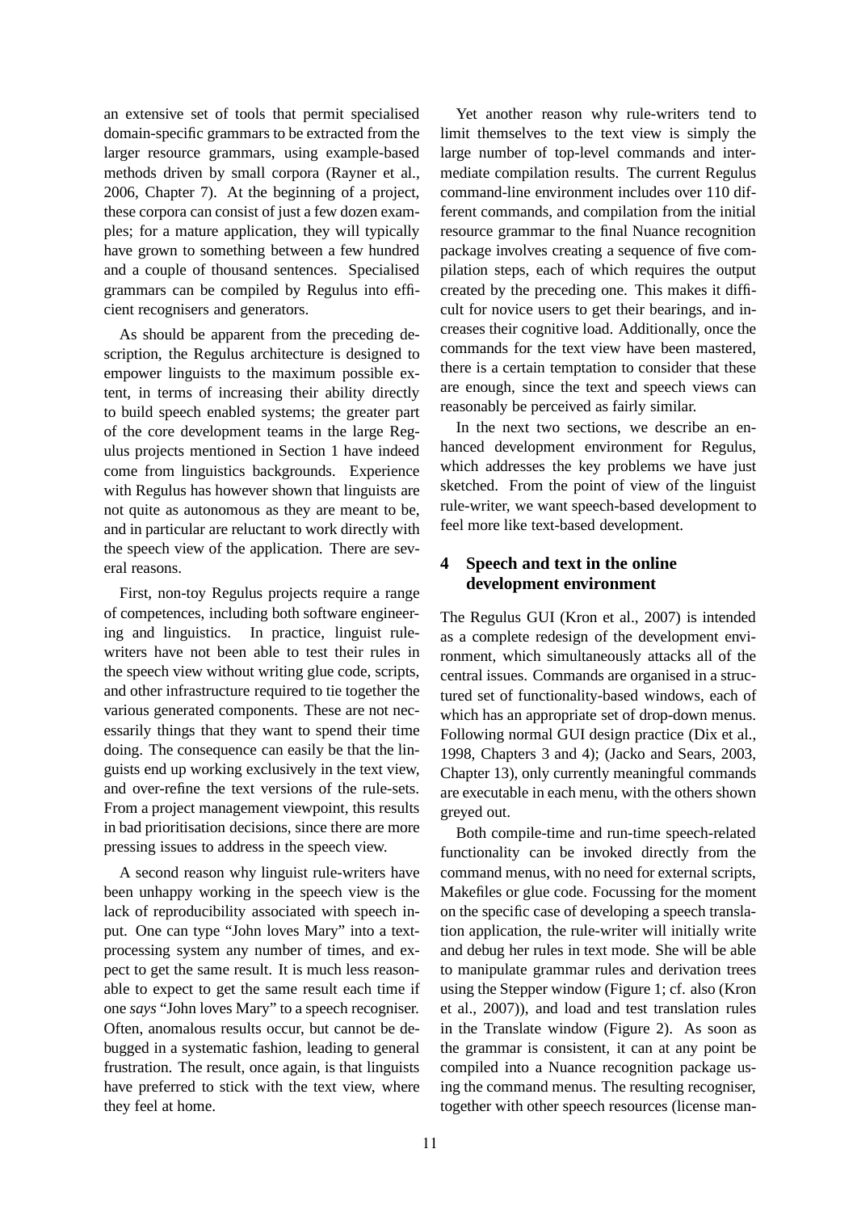an extensive set of tools that permit specialised domain-specific grammars to be extracted from the larger resource grammars, using example-based methods driven by small corpora (Rayner et al., 2006, Chapter 7). At the beginning of a project, these corpora can consist of just a few dozen examples; for a mature application, they will typically have grown to something between a few hundred and a couple of thousand sentences. Specialised grammars can be compiled by Regulus into efficient recognisers and generators.

As should be apparent from the preceding description, the Regulus architecture is designed to empower linguists to the maximum possible extent, in terms of increasing their ability directly to build speech enabled systems; the greater part of the core development teams in the large Regulus projects mentioned in Section 1 have indeed come from linguistics backgrounds. Experience with Regulus has however shown that linguists are not quite as autonomous as they are meant to be, and in particular are reluctant to work directly with the speech view of the application. There are several reasons.

First, non-toy Regulus projects require a range of competences, including both software engineering and linguistics. In practice, linguist rule-writers have not been able to test their rules in the speech view without writing glue code, scripts, and other infrastructure required to tie together the various generated components. These are not necessarily things that they want to spend their time doing. The consequence can easily be that the linguists end up working exclusively in the text view, and over-refine the text versions of the rule-sets. From a project management viewpoint, this results in bad prioritisation decisions, since there are more pressing issues to address in the speech view.

A second reason why linguist rule-writers have been unhappy working in the speech view is the lack of reproducibility associated with speech input. One can type "John loves Mary" into a text-processing system any number of times, and expect to get the same result. It is much less reasonable to expect to get the same result each time if one *says* "John loves Mary" to a speech recogniser. Often, anomalous results occur, but cannot be debugged in a systematic fashion, leading to general frustration. The result, once again, is that linguists have preferred to stick with the text view, where they feel at home.

Yet another reason why rule-writers tend to limit themselves to the text view is simply the large number of top-level commands and intermediate compilation results. The current Regulus command-line environment includes over 110 different commands, and compilation from the initial resource grammar to the final Nuance recognition package involves creating a sequence of five compilation steps, each of which requires the output created by the preceding one. This makes it difficult for novice users to get their bearings, and increases their cognitive load. Additionally, once the commands for the text view have been mastered, there is a certain temptation to consider that these are enough, since the text and speech views can reasonably be perceived as fairly similar.

In the next two sections, we describe an enhanced development environment for Regulus, which addresses the key problems we have just sketched. From the point of view of the linguist rule-writer, we want speech-based development to feel more like text-based development.

## 4 Speech and text in the online development environment

The Regulus GUI (Kron et al., 2007) is intended as a complete redesign of the development environment, which simultaneously attacks all of the central issues. Commands are organised in a structured set of functionality-based windows, each of which has an appropriate set of drop-down menus. Following normal GUI design practice (Dix et al., 1998, Chapters 3 and 4); (Jacko and Sears, 2003, Chapter 13), only currently meaningful commands are executable in each menu, with the others shown greyed out.

Both compile-time and run-time speech-related functionality can be invoked directly from the command menus, with no need for external scripts, Makefiles or glue code. Focussing for the moment on the specific case of developing a speech translation application, the rule-writer will initially write and debug her rules in text mode. She will be able to manipulate grammar rules and derivation trees using the Stepper window (Figure 1; cf. also (Kron et al., 2007)), and load and test translation rules in the Translate window (Figure 2). As soon as the grammar is consistent, it can at any point be compiled into a Nuance recognition package using the command menus. The resulting recogniser, together with other speech resources (license man-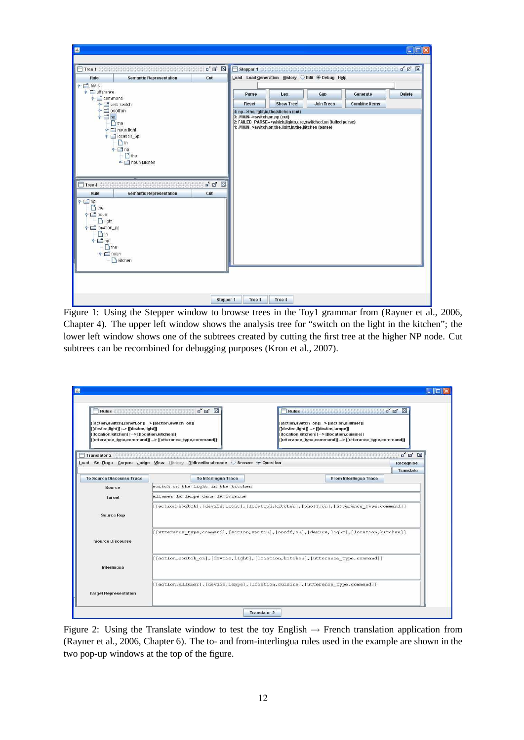Figure 1: Using the Stepper window to browse trees in the Toy1 grammar from (Rayner et al., 2006, Chapter 4). The upper left window shows the analysis tree for “switch on the light in the kitchen”; the lower left window shows one of the subtrees created by cutting the first tree at the higher NP node. Cut subtrees can be recombined for debugging purposes (Kron et al., 2007).

Figure 2: Using the Translate window to test the toy English → French translation application from (Rayner et al., 2006, Chapter 6). The to- and from-interlingua rules used in the example are shown in the two pop-up windows at the top of the figure.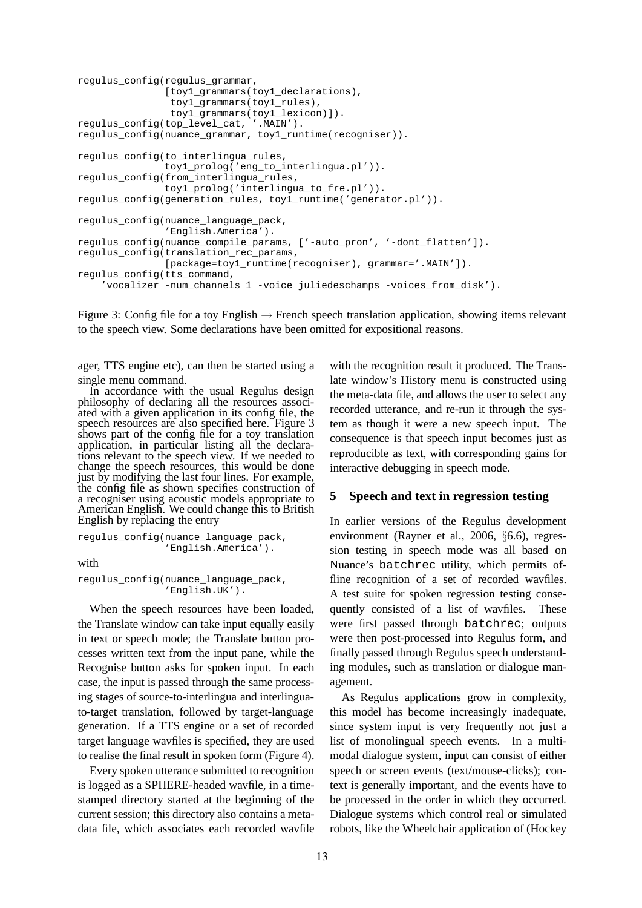```
regulus_config(regulus_grammar,
               [toy1_declarations),
                toy1_grammars(toy1_rules),
                toy1_grammars(toy1_lexicon)]).
regulus_config(top_level_cat, '.MAIN').
regulus_config(nuance_grammar, toy1_runtime(recogniser)).

regulus_config(to_interlingua_rules,
               toy1_prolog('eng_to_interlingua.pl')).
regulus_config(from_interlingua_rules,
               toy1_prolog('interlingua_to_fre.pl')).
regulus_config(generation_rules, toy1_runtime('generator.pl')).

regulus_config(nuance_language_pack,
               'English.America').
regulus_config(nuance_compile_params, ['-auto_pron', '-dont_flatten']).
regulus_config(translation_rec_params,
               [package=toy1_runtime(recogniser), grammar='.MAIN']).
regulus_config(tts_command,
    'vocalizer -num_channels 1 -voice juliedeschamps -voices_from_disk').
```

Figure 3: Config file for a toy English → French speech translation application, showing items relevant to the speech view. Some declarations have been omitted for expositional reasons.

ager, TTS engine etc), can then be started using a single menu command.

In accordance with the usual Regulus design philosophy of declaring all the resources associated with a given application in its config file, the speech resources are also specified here. Figure 3 shows part of the config file for a toy translation application, in particular listing all the declarations relevant to the speech view. If we needed to change the speech resources, this would be done just by modifying the last four lines. For example, the config file as shown specifies construction of a recogniser using acoustic models appropriate to American English. We could change this to British English by replacing the entry

```
regulus_config(nuance_language_pack,
               'English.America').
```

with

```
regulus_config(nuance_language_pack,
               'English.UK').
```

When the speech resources have been loaded, the Translate window can take input equally easily in text or speech mode; the Translate button processes written text from the input pane, while the Recognise button asks for spoken input. In each case, the input is passed through the same processing stages of source-to-interlingua and interlingua-to-target translation, followed by target-language generation. If a TTS engine or a set of recorded target language wavfiles is specified, they are used to realise the final result in spoken form (Figure 4).

Every spoken utterance submitted to recognition is logged as a SPHERE-headed wavfile, in a time-stamped directory started at the beginning of the current session; this directory also contains a meta-data file, which associates each recorded wavfile with the recognition result it produced. The Translate window's History menu is constructed using the meta-data file, and allows the user to select any recorded utterance, and re-run it through the system as though it were a new speech input. The consequence is that speech input becomes just as reproducible as text, with corresponding gains for interactive debugging in speech mode.

## 5 Speech and text in regression testing

In earlier versions of the Regulus development environment (Rayner et al., 2006, §6.6), regression testing in speech mode was all based on Nuance's `batchrec` utility, which permits offline recognition of a set of recorded wavfiles. A test suite for spoken regression testing consequently consisted of a list of wavfiles. These were first passed through `batchrec`; outputs were then post-processed into Regulus form, and finally passed through Regulus speech understanding modules, such as translation or dialogue management.

As Regulus applications grow in complexity, this model has become increasingly inadequate, since system input is very frequently not just a list of monolingual speech events. In a multimodal dialogue system, input can consist of either speech or screen events (text/mouse-clicks); context is generally important, and the events have to be processed in the order in which they occurred. Dialogue systems which control real or simulated robots, like the Wheelchair application of (Hockey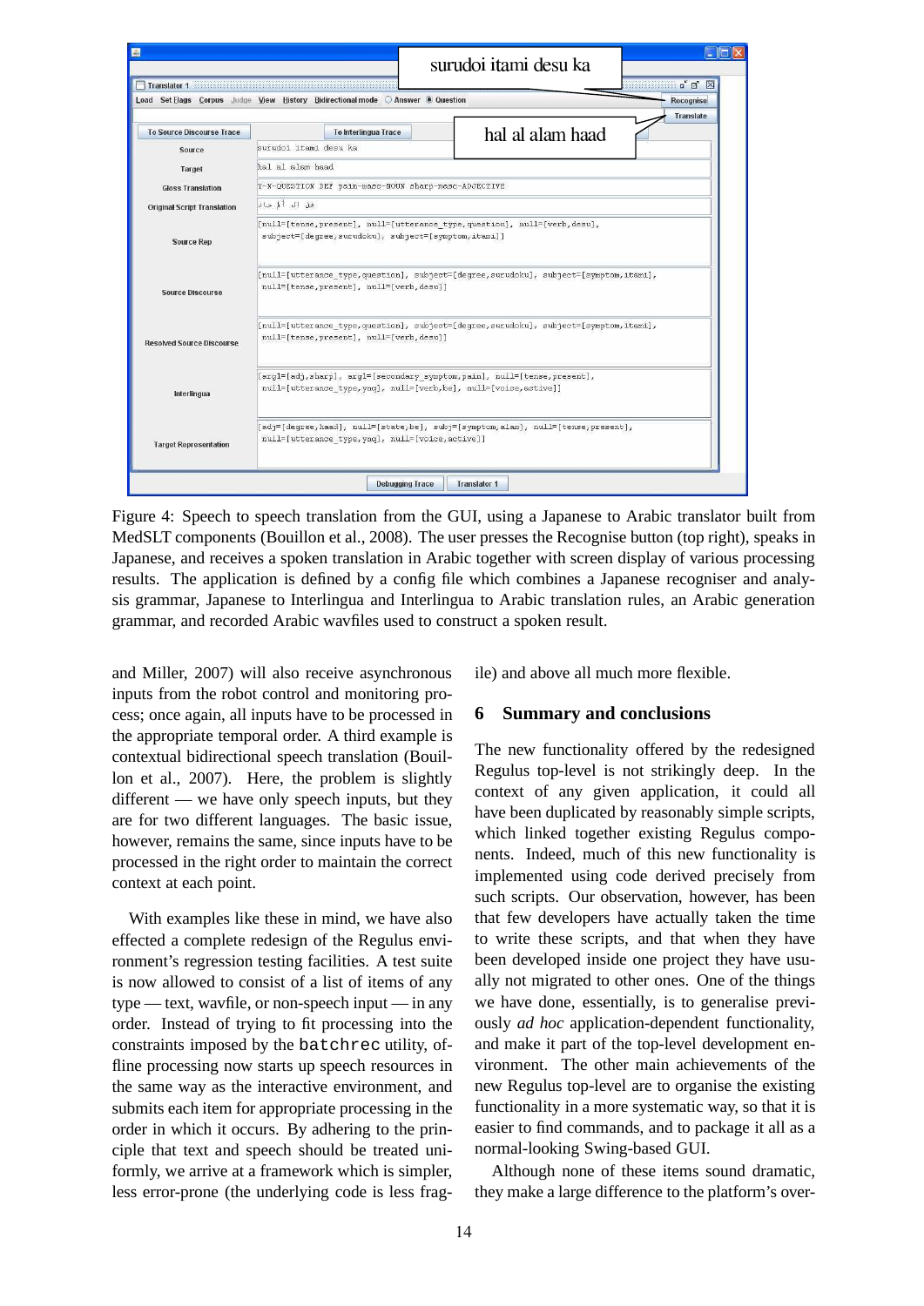Figure 4: Speech to speech translation from the GUI, using a Japanese to Arabic translator built from MedSLT components (Bouillon et al., 2008). The user presses the Recognise button (top right), speaks in Japanese, and receives a spoken translation in Arabic together with screen display of various processing results. The application is defined by a config file which combines a Japanese recogniser and analysis grammar, Japanese to Interlingua and Interlingua to Arabic translation rules, an Arabic generation grammar, and recorded Arabic wavfiles used to construct a spoken result.

and Miller, 2007) will also receive asynchronous inputs from the robot control and monitoring process; once again, all inputs have to be processed in the appropriate temporal order. A third example is contextual bidirectional speech translation (Bouillon et al., 2007). Here, the problem is slightly different — we have only speech inputs, but they are for two different languages. The basic issue, however, remains the same, since inputs have to be processed in the right order to maintain the correct context at each point.

With examples like these in mind, we have also effected a complete redesign of the Regulus environment's regression testing facilities. A test suite is now allowed to consist of a list of items of any type — text, wavfile, or non-speech input — in any order. Instead of trying to fit processing into the constraints imposed by the `batchrec` utility, offline processing now starts up speech resources in the same way as the interactive environment, and submits each item for appropriate processing in the order in which it occurs. By adhering to the principle that text and speech should be treated uniformly, we arrive at a framework which is simpler, less error-prone (the underlying code is less fragile) and above all much more flexible.

## 6 Summary and conclusions

The new functionality offered by the redesigned Regulus top-level is not strikingly deep. In the context of any given application, it could all have been duplicated by reasonably simple scripts, which linked together existing Regulus components. Indeed, much of this new functionality is implemented using code derived precisely from such scripts. Our observation, however, has been that few developers have actually taken the time to write these scripts, and that when they have been developed inside one project they have usually not migrated to other ones. One of the things we have done, essentially, is to generalise previously *ad hoc* application-dependent functionality, and make it part of the top-level development environment. The other main achievements of the new Regulus top-level are to organise the existing functionality in a more systematic way, so that it is easier to find commands, and to package it all as a normal-looking Swing-based GUI.

Although none of these items sound dramatic, they make a large difference to the platform's over-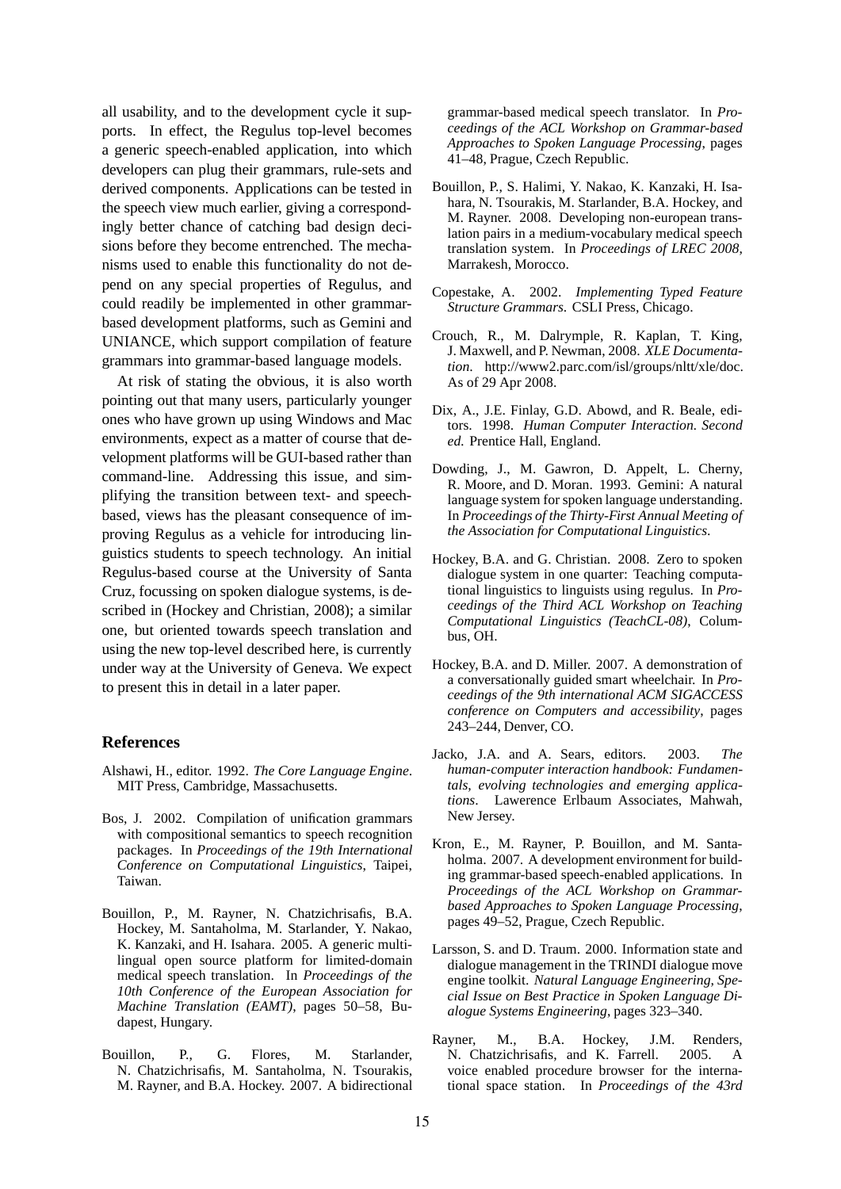all usability, and to the development cycle it supports. In effect, the Regulus top-level becomes a generic speech-enabled application, into which developers can plug their grammars, rule-sets and derived components. Applications can be tested in the speech view much earlier, giving a correspondingly better chance of catching bad design decisions before they become entrenched. The mechanisms used to enable this functionality do not depend on any special properties of Regulus, and could readily be implemented in other grammar-based development platforms, such as Gemini and UNIANCE, which support compilation of feature grammars into grammar-based language models.

At risk of stating the obvious, it is also worth pointing out that many users, particularly younger ones who have grown up using Windows and Mac environments, expect as a matter of course that development platforms will be GUI-based rather than command-line. Addressing this issue, and simplifying the transition between text- and speech-based, views has the pleasant consequence of improving Regulus as a vehicle for introducing linguistics students to speech technology. An initial Regulus-based course at the University of Santa Cruz, focussing on spoken dialogue systems, is described in (Hockey and Christian, 2008); a similar one, but oriented towards speech translation and using the new top-level described here, is currently under way at the University of Geneva. We expect to present this in detail in a later paper.

## References

Alshawi, H., editor. 1992. *The Core Language Engine*. MIT Press, Cambridge, Massachusetts.

Bos, J. 2002. Compilation of unification grammars with compositional semantics to speech recognition packages. In *Proceedings of the 19th International Conference on Computational Linguistics*, Taipei, Taiwan.

Bouillon, P., M. Rayner, N. Chatzichrisafis, B.A. Hockey, M. Santaholma, M. Starlander, Y. Nakao, K. Kanzaki, and H. Isahara. 2005. A generic multi-lingual open source platform for limited-domain medical speech translation. In *Proceedings of the 10th Conference of the European Association for Machine Translation (EAMT)*, pages 50–58, Budapest, Hungary.

Bouillon, P., G. Flores, M. Starlander, N. Chatzichrisafis, M. Santaholma, N. Tsourakis, M. Rayner, and B.A. Hockey. 2007. A bidirectional grammar-based medical speech translator. In *Proceedings of the ACL Workshop on Grammar-based Approaches to Spoken Language Processing*, pages 41–48, Prague, Czech Republic.

Bouillon, P., S. Halimi, Y. Nakao, K. Kanzaki, H. Isahara, N. Tsourakis, M. Starlander, B.A. Hockey, and M. Rayner. 2008. Developing non-european translation pairs in a medium-vocabulary medical speech translation system. In *Proceedings of LREC 2008*, Marrakesh, Morocco.

Copestake, A. 2002. *Implementing Typed Feature Structure Grammars*. CSLI Press, Chicago.

Crouch, R., M. Dalrymple, R. Kaplan, T. King, J. Maxwell, and P. Newman, 2008. *XLE Documentation*. http://www2.parc.com/isl/groups/nltt/xle/doc. As of 29 Apr 2008.

Dix, A., J.E. Finlay, G.D. Abowd, and R. Beale, editors. 1998. *Human Computer Interaction. Second ed.* Prentice Hall, England.

Dowding, J., M. Gawron, D. Appelt, L. Cherny, R. Moore, and D. Moran. 1993. Gemini: A natural language system for spoken language understanding. In *Proceedings of the Thirty-First Annual Meeting of the Association for Computational Linguistics*.

Hockey, B.A. and G. Christian. 2008. Zero to spoken dialogue system in one quarter: Teaching computational linguistics to linguists using regulus. In *Proceedings of the Third ACL Workshop on Teaching Computational Linguistics (TeachCL-08)*, Columbus, OH.

Hockey, B.A. and D. Miller. 2007. A demonstration of a conversationally guided smart wheelchair. In *Proceedings of the 9th international ACM SIGACCESS conference on Computers and accessibility*, pages 243–244, Denver, CO.

Jacko, J.A. and A. Sears, editors. 2003. *The human-computer interaction handbook: Fundamentals, evolving technologies and emerging applications*. Lawerence Erlbaum Associates, Mahwah, New Jersey.

Kron, E., M. Rayner, P. Bouillon, and M. Santaholma. 2007. A development environment for building grammar-based speech-enabled applications. In *Proceedings of the ACL Workshop on Grammar-based Approaches to Spoken Language Processing*, pages 49–52, Prague, Czech Republic.

Larsson, S. and D. Traum. 2000. Information state and dialogue management in the TRINDI dialogue move engine toolkit. *Natural Language Engineering, Special Issue on Best Practice in Spoken Language Dialogue Systems Engineering*, pages 323–340.

Rayner, M., B.A. Hockey, J.M. Renders, N. Chatzichrisafis, and K. Farrell. 2005. A voice enabled procedure browser for the international space station. In *Proceedings of the 43rd*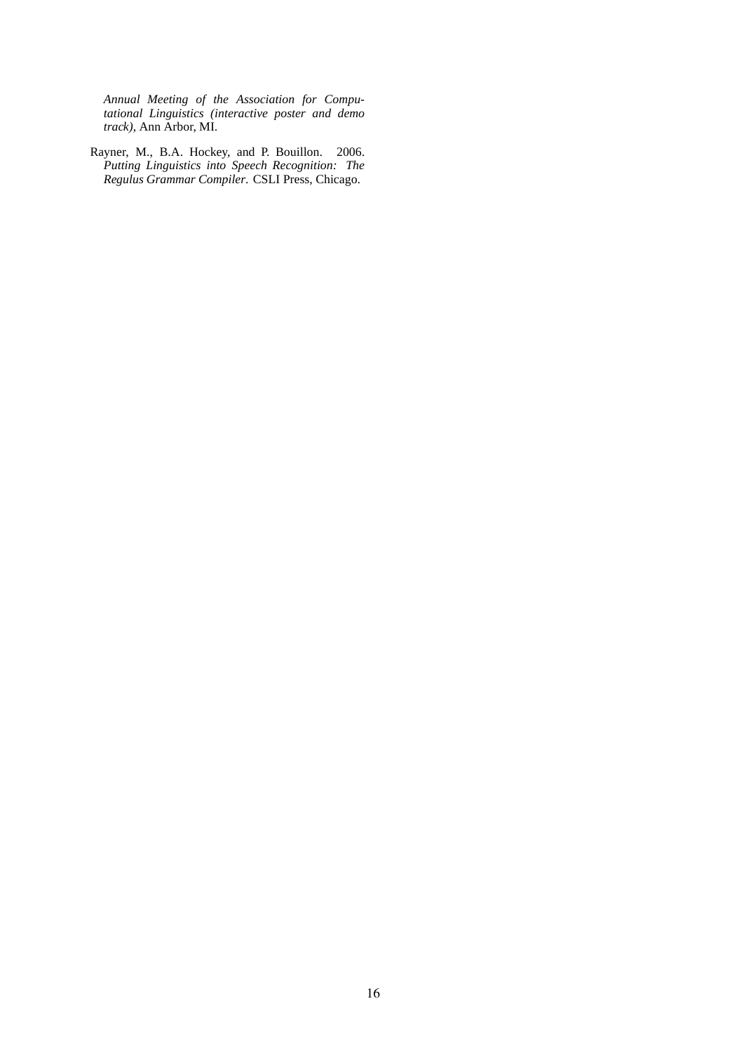*Annual Meeting of the Association for Computational Linguistics (interactive poster and demo track)*, Ann Arbor, MI.

Rayner, M., B.A. Hockey, and P. Bouillon. 2006. *Putting Linguistics into Speech Recognition: The Regulus Grammar Compiler*. CSLI Press, Chicago.